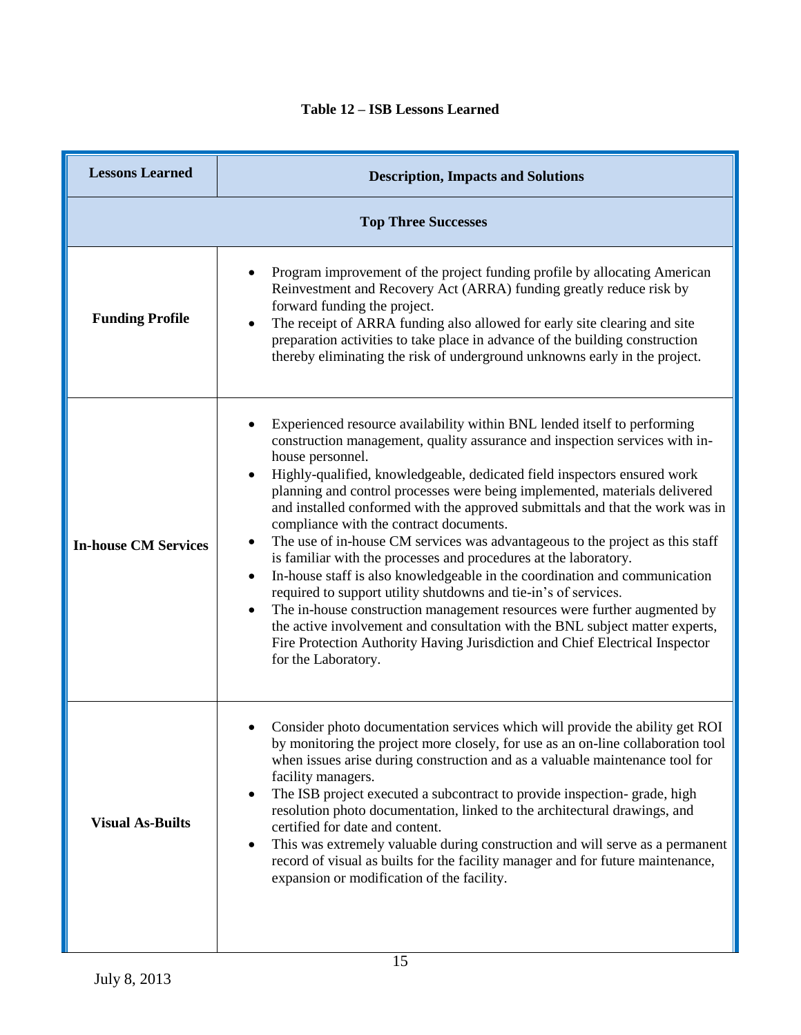**Table 12 – ISB Lessons Learned**

| Lessons Learned | Description, Impacts and Solutions |
|---|---|
| **Top Three Successes** | |
| **Funding Profile** | • Program improvement of the project funding profile by allocating American Reinvestment and Recovery Act (ARRA) funding greatly reduce risk by forward funding the project.<br>• The receipt of ARRA funding also allowed for early site clearing and site preparation activities to take place in advance of the building construction thereby eliminating the risk of underground unknowns early in the project. |
| **In-house CM Services** | • Experienced resource availability within BNL lended itself to performing construction management, quality assurance and inspection services with in-house personnel.<br>• Highly-qualified, knowledgeable, dedicated field inspectors ensured work planning and control processes were being implemented, materials delivered and installed conformed with the approved submittals and that the work was in compliance with the contract documents.<br>• The use of in-house CM services was advantageous to the project as this staff is familiar with the processes and procedures at the laboratory.<br>• In-house staff is also knowledgeable in the coordination and communication required to support utility shutdowns and tie-in's of services.<br>• The in-house construction management resources were further augmented by the active involvement and consultation with the BNL subject matter experts, Fire Protection Authority Having Jurisdiction and Chief Electrical Inspector for the Laboratory. |
| **Visual As-Builts** | • Consider photo documentation services which will provide the ability get ROI by monitoring the project more closely, for use as an on-line collaboration tool when issues arise during construction and as a valuable maintenance tool for facility managers.<br>• The ISB project executed a subcontract to provide inspection- grade, high resolution photo documentation, linked to the architectural drawings, and certified for date and content.<br>• This was extremely valuable during construction and will serve as a permanent record of visual as builts for the facility manager and for future maintenance, expansion or modification of the facility. |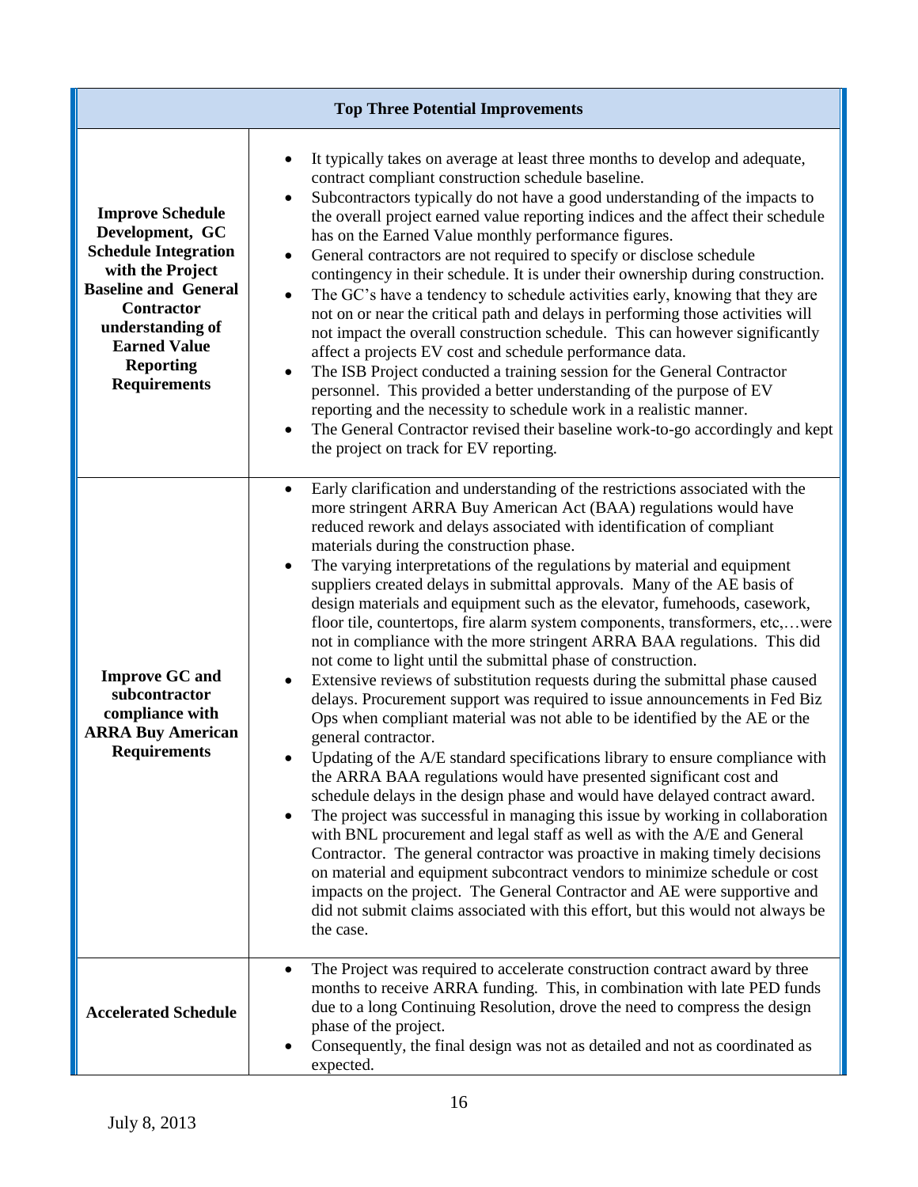| Top Three Potential Improvements | |
|---|---|
| **Improve Schedule Development, GC Schedule Integration with the Project Baseline and General Contractor understanding of Earned Value Reporting Requirements** | • It typically takes on average at least three months to develop and adequate, contract compliant construction schedule baseline.<br>• Subcontractors typically do not have a good understanding of the impacts to the overall project earned value reporting indices and the affect their schedule has on the Earned Value monthly performance figures.<br>• General contractors are not required to specify or disclose schedule contingency in their schedule. It is under their ownership during construction.<br>• The GC's have a tendency to schedule activities early, knowing that they are not on or near the critical path and delays in performing those activities will not impact the overall construction schedule. This can however significantly affect a projects EV cost and schedule performance data.<br>• The ISB Project conducted a training session for the General Contractor personnel. This provided a better understanding of the purpose of EV reporting and the necessity to schedule work in a realistic manner.<br>• The General Contractor revised their baseline work-to-go accordingly and kept the project on track for EV reporting. |
| **Improve GC and subcontractor compliance with ARRA Buy American Requirements** | • Early clarification and understanding of the restrictions associated with the more stringent ARRA Buy American Act (BAA) regulations would have reduced rework and delays associated with identification of compliant materials during the construction phase.<br>• The varying interpretations of the regulations by material and equipment suppliers created delays in submittal approvals. Many of the AE basis of design materials and equipment such as the elevator, fumehoods, casework, floor tile, countertops, fire alarm system components, transformers, etc,…were not in compliance with the more stringent ARRA BAA regulations. This did not come to light until the submittal phase of construction.<br>• Extensive reviews of substitution requests during the submittal phase caused delays. Procurement support was required to issue announcements in Fed Biz Ops when compliant material was not able to be identified by the AE or the general contractor.<br>• Updating of the A/E standard specifications library to ensure compliance with the ARRA BAA regulations would have presented significant cost and schedule delays in the design phase and would have delayed contract award.<br>• The project was successful in managing this issue by working in collaboration with BNL procurement and legal staff as well as with the A/E and General Contractor. The general contractor was proactive in making timely decisions on material and equipment subcontract vendors to minimize schedule or cost impacts on the project. The General Contractor and AE were supportive and did not submit claims associated with this effort, but this would not always be the case. |
| **Accelerated Schedule** | • The Project was required to accelerate construction contract award by three months to receive ARRA funding. This, in combination with late PED funds due to a long Continuing Resolution, drove the need to compress the design phase of the project.<br>• Consequently, the final design was not as detailed and not as coordinated as expected. |

July 8, 2013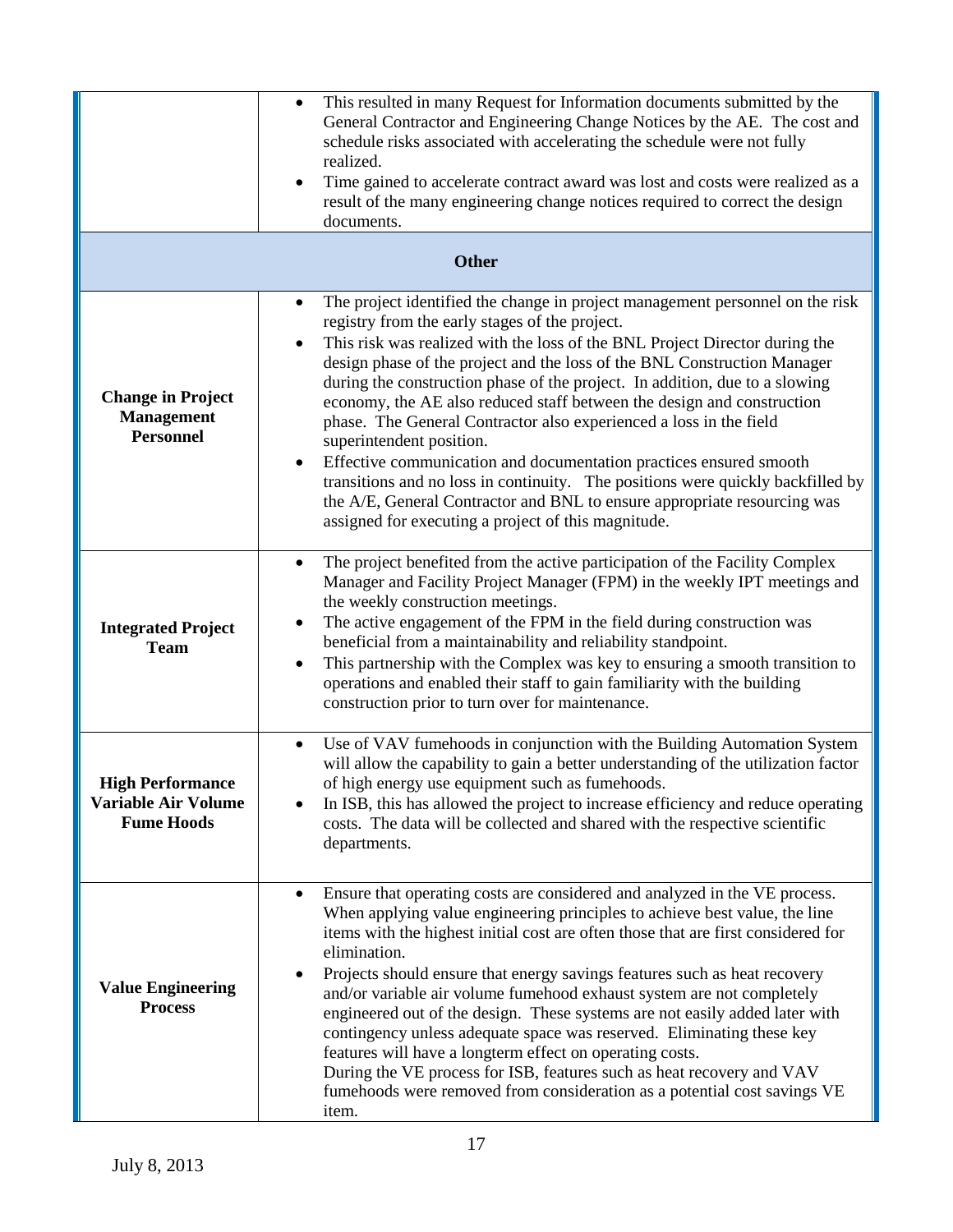| | |
|---|---|
| | • This resulted in many Request for Information documents submitted by the General Contractor and Engineering Change Notices by the AE. The cost and schedule risks associated with accelerating the schedule were not fully realized.<br>• Time gained to accelerate contract award was lost and costs were realized as a result of the many engineering change notices required to correct the design documents. |
| **Other** | |
| **Change in Project Management Personnel** | • The project identified the change in project management personnel on the risk registry from the early stages of the project.<br>• This risk was realized with the loss of the BNL Project Director during the design phase of the project and the loss of the BNL Construction Manager during the construction phase of the project. In addition, due to a slowing economy, the AE also reduced staff between the design and construction phase. The General Contractor also experienced a loss in the field superintendent position.<br>• Effective communication and documentation practices ensured smooth transitions and no loss in continuity. The positions were quickly backfilled by the A/E, General Contractor and BNL to ensure appropriate resourcing was assigned for executing a project of this magnitude. |
| **Integrated Project Team** | • The project benefited from the active participation of the Facility Complex Manager and Facility Project Manager (FPM) in the weekly IPT meetings and the weekly construction meetings.<br>• The active engagement of the FPM in the field during construction was beneficial from a maintainability and reliability standpoint.<br>• This partnership with the Complex was key to ensuring a smooth transition to operations and enabled their staff to gain familiarity with the building construction prior to turn over for maintenance. |
| **High Performance Variable Air Volume Fume Hoods** | • Use of VAV fumehoods in conjunction with the Building Automation System will allow the capability to gain a better understanding of the utilization factor of high energy use equipment such as fumehoods.<br>• In ISB, this has allowed the project to increase efficiency and reduce operating costs. The data will be collected and shared with the respective scientific departments. |
| **Value Engineering Process** | • Ensure that operating costs are considered and analyzed in the VE process. When applying value engineering principles to achieve best value, the line items with the highest initial cost are often those that are first considered for elimination.<br>• Projects should ensure that energy savings features such as heat recovery and/or variable air volume fumehood exhaust system are not completely engineered out of the design. These systems are not easily added later with contingency unless adequate space was reserved. Eliminating these key features will have a longterm effect on operating costs.<br>During the VE process for ISB, features such as heat recovery and VAV fumehoods were removed from consideration as a potential cost savings VE item. |

July 8, 2013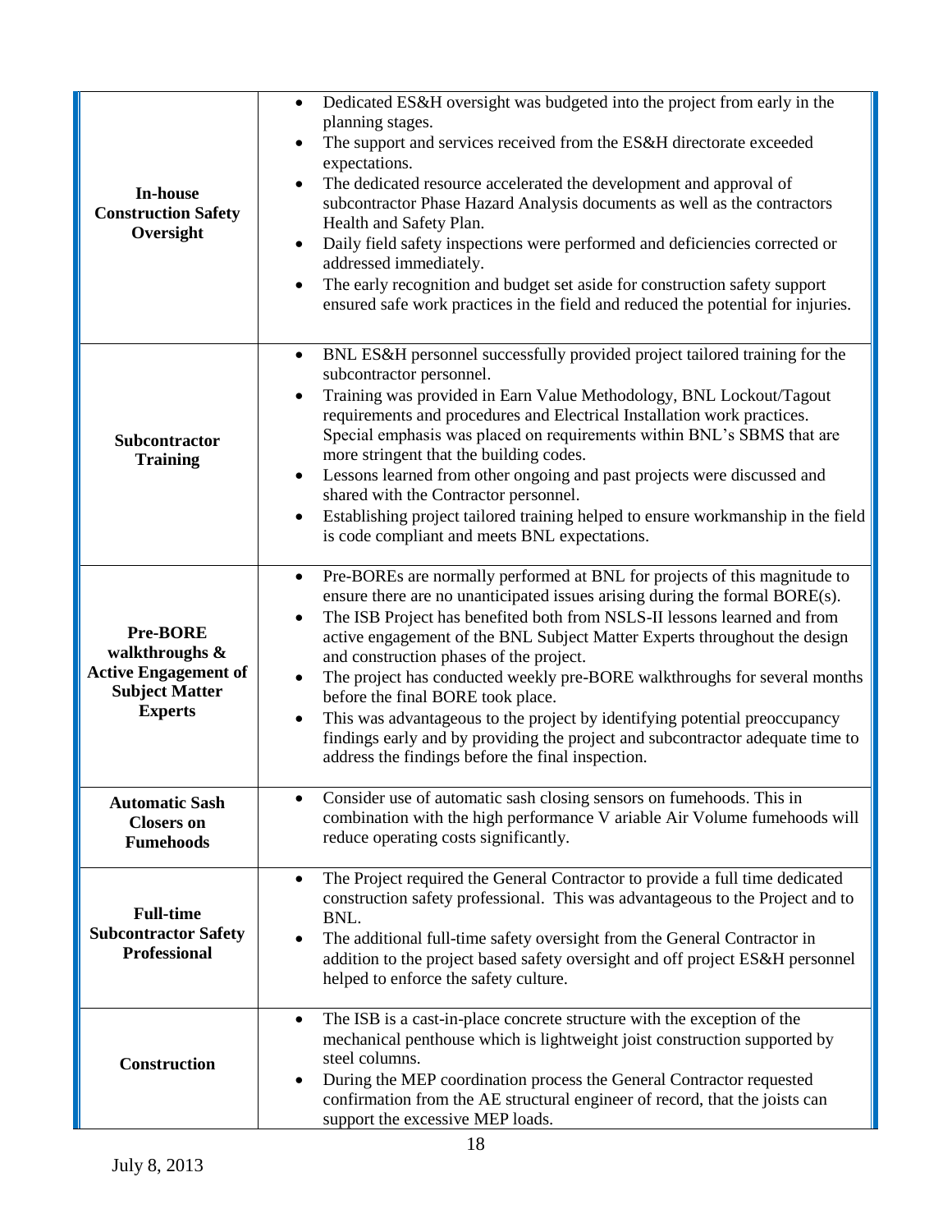| | |
|---|---|
| **In-house Construction Safety Oversight** | • Dedicated ES&H oversight was budgeted into the project from early in the planning stages.<br>• The support and services received from the ES&H directorate exceeded expectations.<br>• The dedicated resource accelerated the development and approval of subcontractor Phase Hazard Analysis documents as well as the contractors Health and Safety Plan.<br>• Daily field safety inspections were performed and deficiencies corrected or addressed immediately.<br>• The early recognition and budget set aside for construction safety support ensured safe work practices in the field and reduced the potential for injuries. |
| **Subcontractor Training** | • BNL ES&H personnel successfully provided project tailored training for the subcontractor personnel.<br>• Training was provided in Earn Value Methodology, BNL Lockout/Tagout requirements and procedures and Electrical Installation work practices. Special emphasis was placed on requirements within BNL's SBMS that are more stringent that the building codes.<br>• Lessons learned from other ongoing and past projects were discussed and shared with the Contractor personnel.<br>• Establishing project tailored training helped to ensure workmanship in the field is code compliant and meets BNL expectations. |
| **Pre-BORE walkthroughs & Active Engagement of Subject Matter Experts** | • Pre-BOREs are normally performed at BNL for projects of this magnitude to ensure there are no unanticipated issues arising during the formal BORE(s).<br>• The ISB Project has benefited both from NSLS-II lessons learned and from active engagement of the BNL Subject Matter Experts throughout the design and construction phases of the project.<br>• The project has conducted weekly pre-BORE walkthroughs for several months before the final BORE took place.<br>• This was advantageous to the project by identifying potential preoccupancy findings early and by providing the project and subcontractor adequate time to address the findings before the final inspection. |
| **Automatic Sash Closers on Fumehoods** | • Consider use of automatic sash closing sensors on fumehoods. This in combination with the high performance V ariable Air Volume fumehoods will reduce operating costs significantly. |
| **Full-time Subcontractor Safety Professional** | • The Project required the General Contractor to provide a full time dedicated construction safety professional. This was advantageous to the Project and to BNL.<br>• The additional full-time safety oversight from the General Contractor in addition to the project based safety oversight and off project ES&H personnel helped to enforce the safety culture. |
| **Construction** | • The ISB is a cast-in-place concrete structure with the exception of the mechanical penthouse which is lightweight joist construction supported by steel columns.<br>• During the MEP coordination process the General Contractor requested confirmation from the AE structural engineer of record, that the joists can support the excessive MEP loads. |

July 8, 2013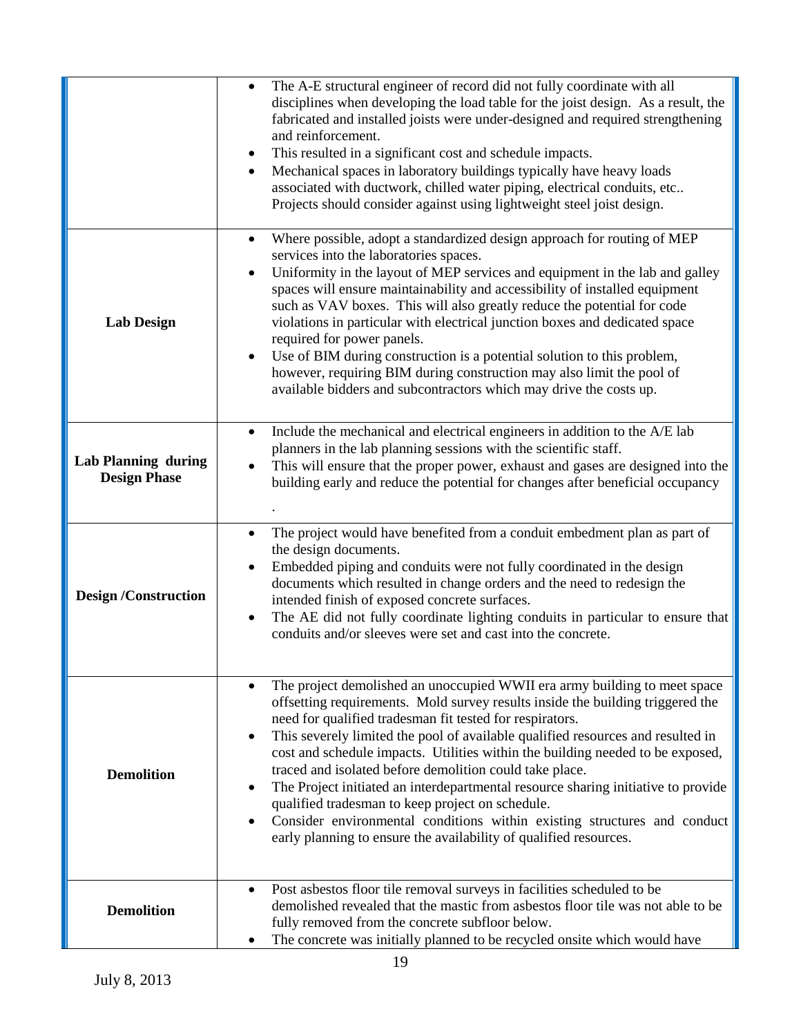| | |
|---|---|
| | • The A-E structural engineer of record did not fully coordinate with all disciplines when developing the load table for the joist design. As a result, the fabricated and installed joists were under-designed and required strengthening and reinforcement.<br>• This resulted in a significant cost and schedule impacts.<br>• Mechanical spaces in laboratory buildings typically have heavy loads associated with ductwork, chilled water piping, electrical conduits, etc.. Projects should consider against using lightweight steel joist design. |
| **Lab Design** | • Where possible, adopt a standardized design approach for routing of MEP services into the laboratories spaces.<br>• Uniformity in the layout of MEP services and equipment in the lab and galley spaces will ensure maintainability and accessibility of installed equipment such as VAV boxes. This will also greatly reduce the potential for code violations in particular with electrical junction boxes and dedicated space required for power panels.<br>• Use of BIM during construction is a potential solution to this problem, however, requiring BIM during construction may also limit the pool of available bidders and subcontractors which may drive the costs up. |
| **Lab Planning during Design Phase** | • Include the mechanical and electrical engineers in addition to the A/E lab planners in the lab planning sessions with the scientific staff.<br>• This will ensure that the proper power, exhaust and gases are designed into the building early and reduce the potential for changes after beneficial occupancy<br>. |
| **Design /Construction** | • The project would have benefited from a conduit embedment plan as part of the design documents.<br>• Embedded piping and conduits were not fully coordinated in the design documents which resulted in change orders and the need to redesign the intended finish of exposed concrete surfaces.<br>• The AE did not fully coordinate lighting conduits in particular to ensure that conduits and/or sleeves were set and cast into the concrete. |
| **Demolition** | • The project demolished an unoccupied WWII era army building to meet space offsetting requirements. Mold survey results inside the building triggered the need for qualified tradesman fit tested for respirators.<br>• This severely limited the pool of available qualified resources and resulted in cost and schedule impacts. Utilities within the building needed to be exposed, traced and isolated before demolition could take place.<br>• The Project initiated an interdepartmental resource sharing initiative to provide qualified tradesman to keep project on schedule.<br>• Consider environmental conditions within existing structures and conduct early planning to ensure the availability of qualified resources. |
| **Demolition** | • Post asbestos floor tile removal surveys in facilities scheduled to be demolished revealed that the mastic from asbestos floor tile was not able to be fully removed from the concrete subfloor below.<br>• The concrete was initially planned to be recycled onsite which would have |

July 8, 2013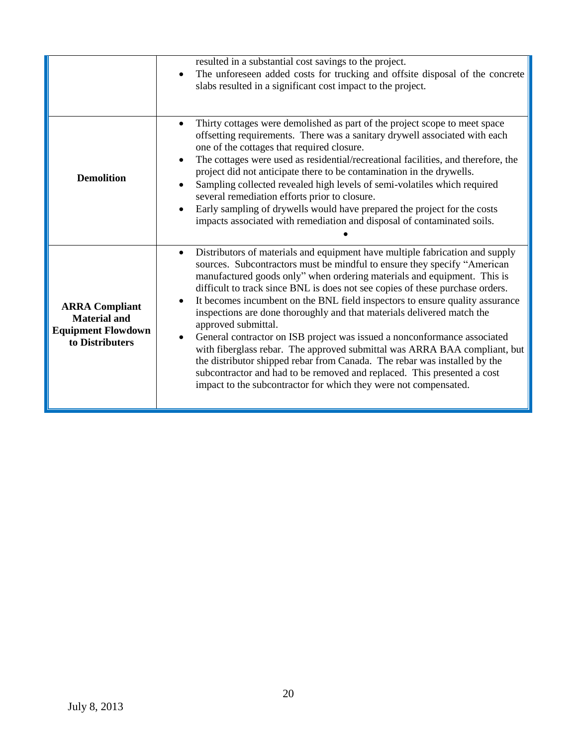| | |
|---|---|
| | resulted in a substantial cost savings to the project.<br>• The unforeseen added costs for trucking and offsite disposal of the concrete slabs resulted in a significant cost impact to the project. |
| **Demolition** | • Thirty cottages were demolished as part of the project scope to meet space offsetting requirements. There was a sanitary drywell associated with each one of the cottages that required closure.<br>• The cottages were used as residential/recreational facilities, and therefore, the project did not anticipate there to be contamination in the drywells.<br>• Sampling collected revealed high levels of semi-volatiles which required several remediation efforts prior to closure.<br>• Early sampling of drywells would have prepared the project for the costs impacts associated with remediation and disposal of contaminated soils.<br>• |
| **ARRA Compliant Material and Equipment Flowdown to Distributers** | • Distributors of materials and equipment have multiple fabrication and supply sources. Subcontractors must be mindful to ensure they specify "American manufactured goods only" when ordering materials and equipment. This is difficult to track since BNL is does not see copies of these purchase orders.<br>• It becomes incumbent on the BNL field inspectors to ensure quality assurance inspections are done thoroughly and that materials delivered match the approved submittal.<br>• General contractor on ISB project was issued a nonconformance associated with fiberglass rebar. The approved submittal was ARRA BAA compliant, but the distributor shipped rebar from Canada. The rebar was installed by the subcontractor and had to be removed and replaced. This presented a cost impact to the subcontractor for which they were not compensated. |

July 8, 2013